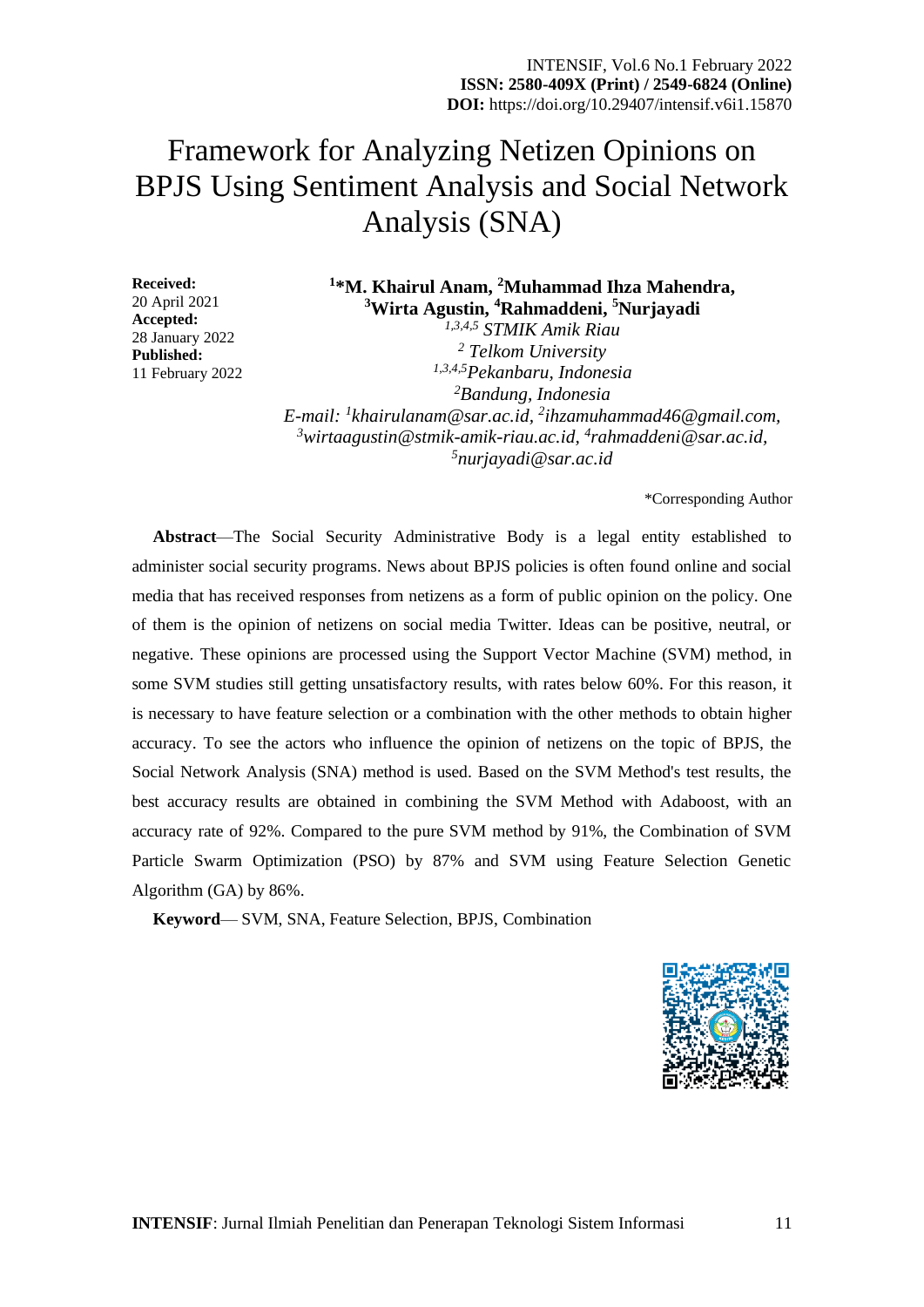# Framework for Analyzing Netizen Opinions on BPJS Using Sentiment Analysis and Social Network Analysis (SNA)

**Received:**
20 April 2021
**Accepted:**
28 January 2022
**Published:**
11 February 2022

**[1]\*M. Khairul Anam, [2]Muhammad Ihza Mahendra, [3]Wirta Agustin, [4]Rahmaddeni, [5]Nurjayadi**

*[1,3,4,5] STMIK Amik Riau*
*[2] Telkom University*
*[1,3,4,5]Pekanbaru, Indonesia*
*[2]Bandung, Indonesia*
*E-mail: [1]khairulanam@sar.ac.id, [2]ihzamuhammad46@gmail.com, [3]wirtaagustin@stmik-amik-riau.ac.id, [4]rahmaddeni@sar.ac.id, [5]nurjayadi@sar.ac.id*

\*Corresponding Author

**Abstract**—The Social Security Administrative Body is a legal entity established to administer social security programs. News about BPJS policies is often found online and social media that has received responses from netizens as a form of public opinion on the policy. One of them is the opinion of netizens on social media Twitter. Ideas can be positive, neutral, or negative. These opinions are processed using the Support Vector Machine (SVM) method, in some SVM studies still getting unsatisfactory results, with rates below 60%. For this reason, it is necessary to have feature selection or a combination with the other methods to obtain higher accuracy. To see the actors who influence the opinion of netizens on the topic of BPJS, the Social Network Analysis (SNA) method is used. Based on the SVM Method's test results, the best accuracy results are obtained in combining the SVM Method with Adaboost, with an accuracy rate of 92%. Compared to the pure SVM method by 91%, the Combination of SVM Particle Swarm Optimization (PSO) by 87% and SVM using Feature Selection Genetic Algorithm (GA) by 86%.

**Keyword**— SVM, SNA, Feature Selection, BPJS, Combination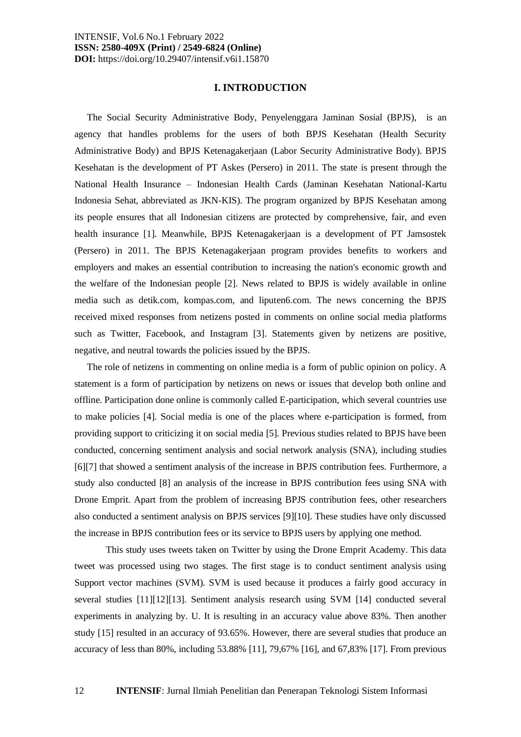# I. INTRODUCTION

The Social Security Administrative Body, Penyelenggara Jaminan Sosial (BPJS), is an agency that handles problems for the users of both BPJS Kesehatan (Health Security Administrative Body) and BPJS Ketenagakerjaan (Labor Security Administrative Body). BPJS Kesehatan is the development of PT Askes (Persero) in 2011. The state is present through the National Health Insurance – Indonesian Health Cards (Jaminan Kesehatan National-Kartu Indonesia Sehat, abbreviated as JKN-KIS). The program organized by BPJS Kesehatan among its people ensures that all Indonesian citizens are protected by comprehensive, fair, and even health insurance [1]. Meanwhile, BPJS Ketenagakerjaan is a development of PT Jamsostek (Persero) in 2011. The BPJS Ketenagakerjaan program provides benefits to workers and employers and makes an essential contribution to increasing the nation's economic growth and the welfare of the Indonesian people [2]. News related to BPJS is widely available in online media such as detik.com, kompas.com, and liputen6.com. The news concerning the BPJS received mixed responses from netizens posted in comments on online social media platforms such as Twitter, Facebook, and Instagram [3]. Statements given by netizens are positive, negative, and neutral towards the policies issued by the BPJS.

The role of netizens in commenting on online media is a form of public opinion on policy. A statement is a form of participation by netizens on news or issues that develop both online and offline. Participation done online is commonly called E-participation, which several countries use to make policies [4]. Social media is one of the places where e-participation is formed, from providing support to criticizing it on social media [5]. Previous studies related to BPJS have been conducted, concerning sentiment analysis and social network analysis (SNA), including studies [6][7] that showed a sentiment analysis of the increase in BPJS contribution fees. Furthermore, a study also conducted [8] an analysis of the increase in BPJS contribution fees using SNA with Drone Emprit. Apart from the problem of increasing BPJS contribution fees, other researchers also conducted a sentiment analysis on BPJS services [9][10]. These studies have only discussed the increase in BPJS contribution fees or its service to BPJS users by applying one method.

This study uses tweets taken on Twitter by using the Drone Emprit Academy. This data tweet was processed using two stages. The first stage is to conduct sentiment analysis using Support vector machines (SVM). SVM is used because it produces a fairly good accuracy in several studies [11][12][13]. Sentiment analysis research using SVM [14] conducted several experiments in analyzing by. U. It is resulting in an accuracy value above 83%. Then another study [15] resulted in an accuracy of 93.65%. However, there are several studies that produce an accuracy of less than 80%, including 53.88% [11], 79,67% [16], and 67,83% [17]. From previous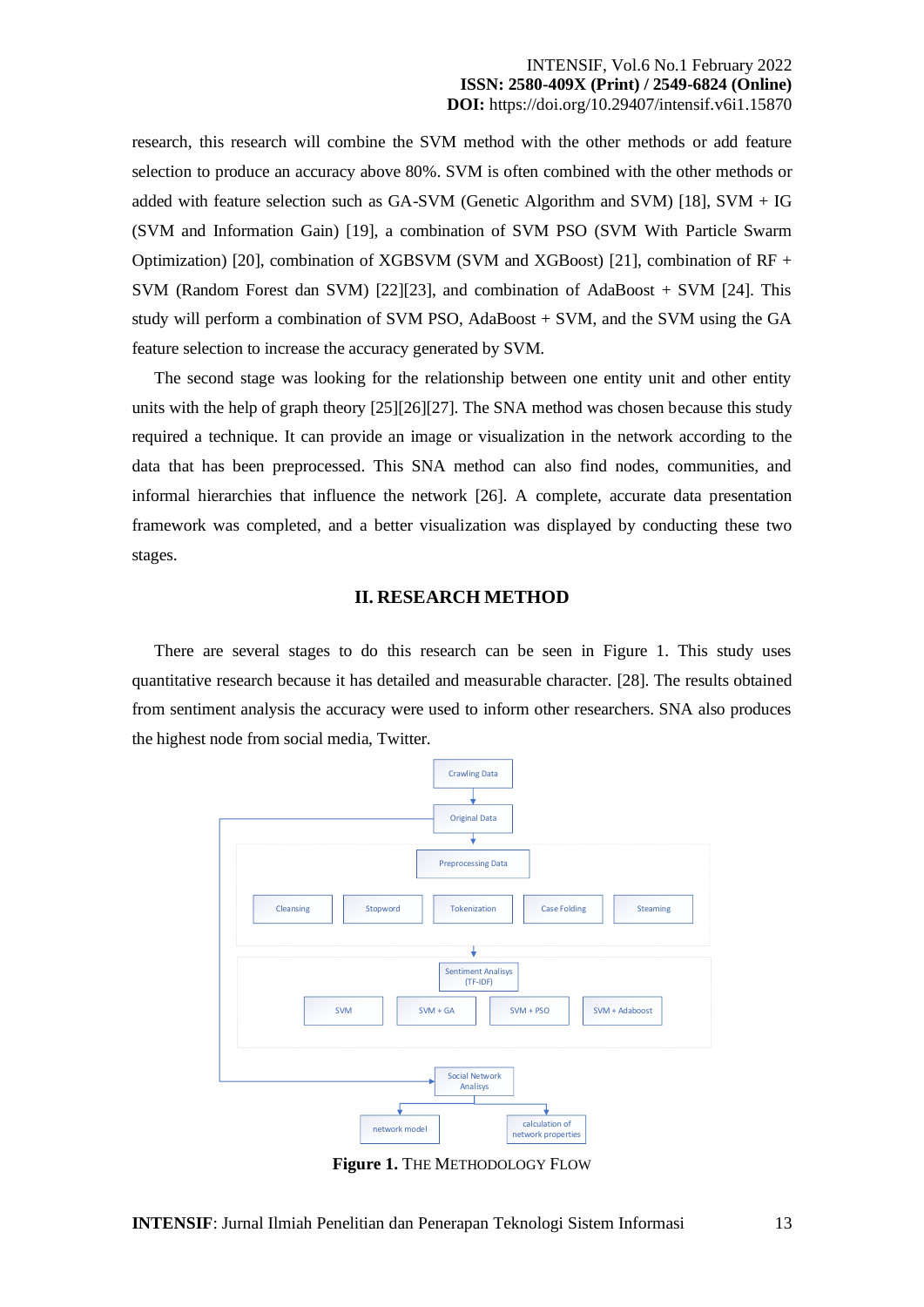research, this research will combine the SVM method with the other methods or add feature selection to produce an accuracy above 80%. SVM is often combined with the other methods or added with feature selection such as GA-SVM (Genetic Algorithm and SVM) [18], SVM + IG (SVM and Information Gain) [19], a combination of SVM PSO (SVM With Particle Swarm Optimization) [20], combination of XGBSVM (SVM and XGBoost) [21], combination of RF + SVM (Random Forest dan SVM) [22][23], and combination of AdaBoost + SVM [24]. This study will perform a combination of SVM PSO, AdaBoost + SVM, and the SVM using the GA feature selection to increase the accuracy generated by SVM.

The second stage was looking for the relationship between one entity unit and other entity units with the help of graph theory [25][26][27]. The SNA method was chosen because this study required a technique. It can provide an image or visualization in the network according to the data that has been preprocessed. This SNA method can also find nodes, communities, and informal hierarchies that influence the network [26]. A complete, accurate data presentation framework was completed, and a better visualization was displayed by conducting these two stages.

## II. RESEARCH METHOD

There are several stages to do this research can be seen in Figure 1. This study uses quantitative research because it has detailed and measurable character. [28]. The results obtained from sentiment analysis the accuracy were used to inform other researchers. SNA also produces the highest node from social media, Twitter.

Crawling Data → Original Data → Preprocessing Data (Cleansing, Stopword, Tokenization, Case Folding, Steaming) → Sentiment Analisys (TF-IDF) (SVM, SVM + GA, SVM + PSO, SVM + Adaboost) → Social Network Analisys → network model, calculation of network properties

**Figure 1.** THE METHODOLOGY FLOW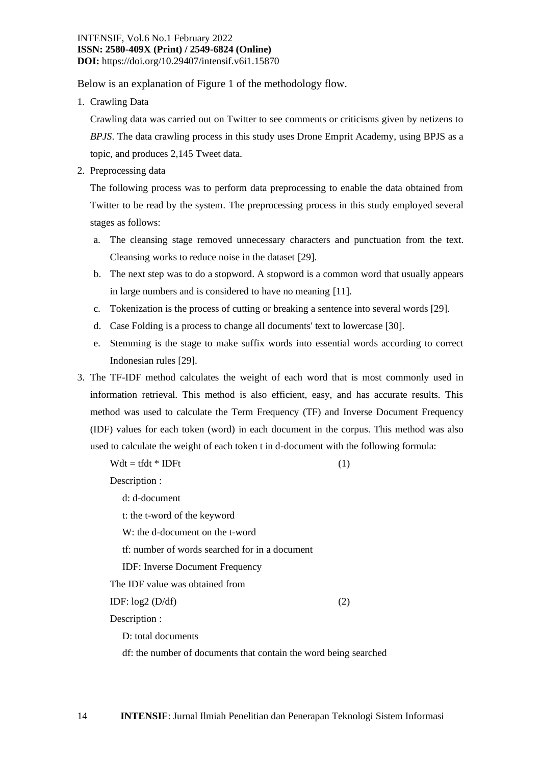Below is an explanation of Figure 1 of the methodology flow.

1. Crawling Data

   Crawling data was carried out on Twitter to see comments or criticisms given by netizens to *BPJS*. The data crawling process in this study uses Drone Emprit Academy, using BPJS as a topic, and produces 2,145 Tweet data.

2. Preprocessing data

   The following process was to perform data preprocessing to enable the data obtained from Twitter to be read by the system. The preprocessing process in this study employed several stages as follows:

   a. The cleansing stage removed unnecessary characters and punctuation from the text. Cleansing works to reduce noise in the dataset [29].

   b. The next step was to do a stopword. A stopword is a common word that usually appears in large numbers and is considered to have no meaning [11].

   c. Tokenization is the process of cutting or breaking a sentence into several words [29].

   d. Case Folding is a process to change all documents' text to lowercase [30].

   e. Stemming is the stage to make suffix words into essential words according to correct Indonesian rules [29].

3. The TF-IDF method calculates the weight of each word that is most commonly used in information retrieval. This method is also efficient, easy, and has accurate results. This method was used to calculate the Term Frequency (TF) and Inverse Document Frequency (IDF) values for each token (word) in each document in the corpus. This method was also used to calculate the weight of each token t in d-document with the following formula:

   $$Wdt = tfdt * IDFt \quad (1)$$

   Description :

   d: d-document

   t: the t-word of the keyword

   W: the d-document on the t-word

   tf: number of words searched for in a document

   IDF: Inverse Document Frequency

   The IDF value was obtained from

   $$IDF: \log_2 (D/df) \quad (2)$$

   Description :

   D: total documents

   df: the number of documents that contain the word being searched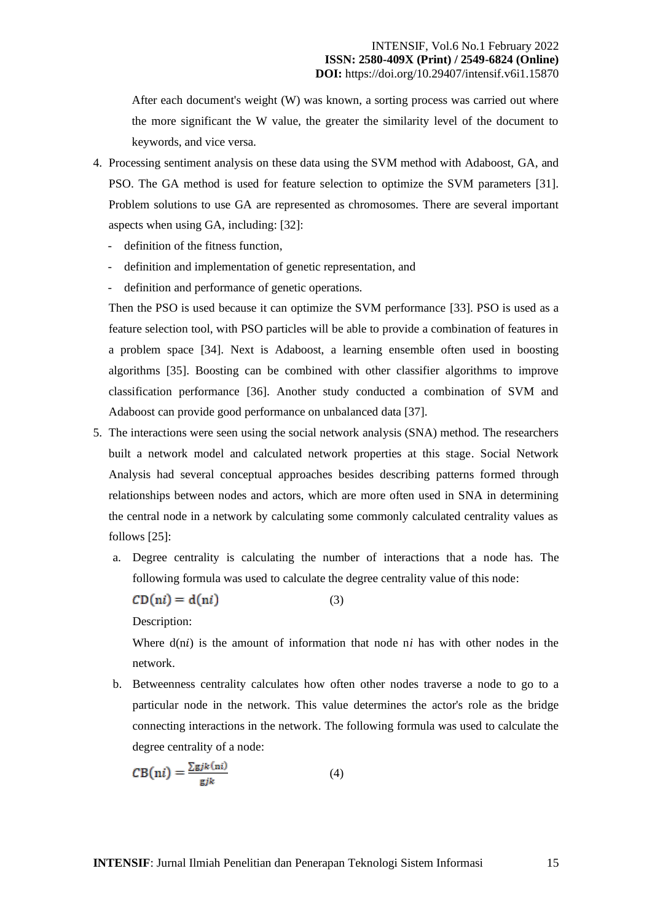After each document's weight (W) was known, a sorting process was carried out where the more significant the W value, the greater the similarity level of the document to keywords, and vice versa.

4. Processing sentiment analysis on these data using the SVM method with Adaboost, GA, and PSO. The GA method is used for feature selection to optimize the SVM parameters [31]. Problem solutions to use GA are represented as chromosomes. There are several important aspects when using GA, including: [32]:
   - definition of the fitness function,
   - definition and implementation of genetic representation, and
   - definition and performance of genetic operations.

   Then the PSO is used because it can optimize the SVM performance [33]. PSO is used as a feature selection tool, with PSO particles will be able to provide a combination of features in a problem space [34]. Next is Adaboost, a learning ensemble often used in boosting algorithms [35]. Boosting can be combined with other classifier algorithms to improve classification performance [36]. Another study conducted a combination of SVM and Adaboost can provide good performance on unbalanced data [37].

5. The interactions were seen using the social network analysis (SNA) method. The researchers built a network model and calculated network properties at this stage. Social Network Analysis had several conceptual approaches besides describing patterns formed through relationships between nodes and actors, which are more often used in SNA in determining the central node in a network by calculating some commonly calculated centrality values as follows [25]:

   a. Degree centrality is calculating the number of interactions that a node has. The following formula was used to calculate the degree centrality value of this node:

   $$CD(ni) = d(ni) \quad (3)$$

   Description:

   Where $d(ni)$ is the amount of information that node $ni$ has with other nodes in the network.

   b. Betweenness centrality calculates how often other nodes traverse a node to go to a particular node in the network. This value determines the actor's role as the bridge connecting interactions in the network. The following formula was used to calculate the degree centrality of a node:

   $$CB(ni) = \frac{\sum gjk(ni)}{gjk} \quad (4)$$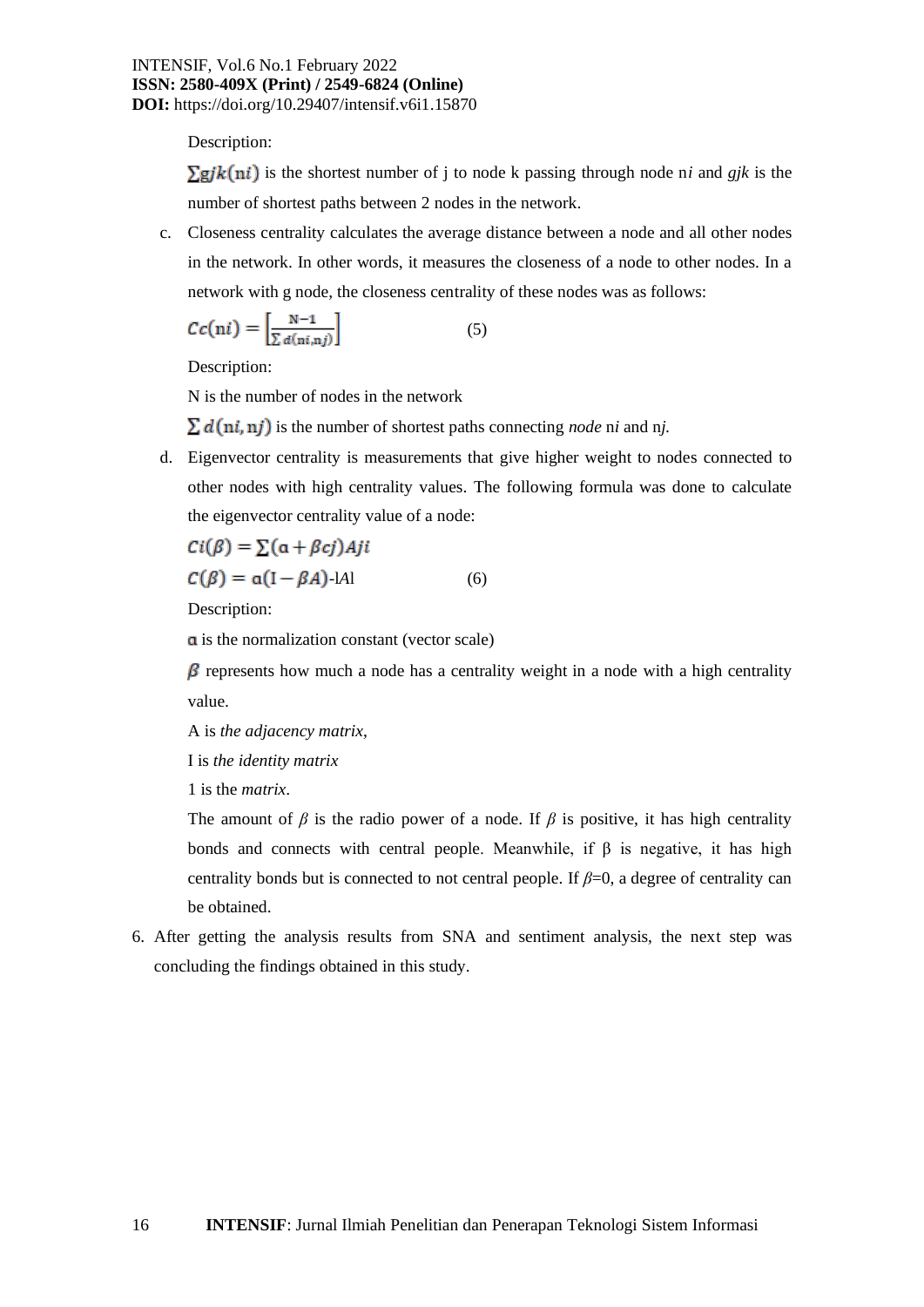Description:

$\sum gjk(\mathrm{n}i)$ is the shortest number of j to node k passing through node n*i* and *gjk* is the number of shortest paths between 2 nodes in the network.

c. Closeness centrality calculates the average distance between a node and all other nodes in the network. In other words, it measures the closeness of a node to other nodes. In a network with g node, the closeness centrality of these nodes was as follows:

$$Cc(\mathrm{n}i) = \left[\frac{\mathrm{N}-1}{\sum d(\mathrm{n}i,\mathrm{n}j)}\right] \qquad (5)$$

Description:

N is the number of nodes in the network

$\sum d(\mathrm{n}i, \mathrm{n}j)$ is the number of shortest paths connecting *node* n*i* and n*j.*

d. Eigenvector centrality is measurements that give higher weight to nodes connected to other nodes with high centrality values. The following formula was done to calculate the eigenvector centrality value of a node:

$$Ci(\beta) = \sum(\mathrm{a} + \beta cj)Aji$$

$$C(\beta) = \mathrm{a}(\mathrm{I} - \beta A)\text{-l}A\text{l} \qquad (6)$$

Description:

$\mathrm{a}$ is the normalization constant (vector scale)

$\beta$ represents how much a node has a centrality weight in a node with a high centrality value.

A is *the adjacency matrix*,

I is *the identity matrix*

1 is the *matrix*.

The amount of $\beta$ is the radio power of a node. If $\beta$ is positive, it has high centrality bonds and connects with central people. Meanwhile, if $\beta$ is negative, it has high centrality bonds but is connected to not central people. If $\beta$=0, a degree of centrality can be obtained.

6. After getting the analysis results from SNA and sentiment analysis, the next step was concluding the findings obtained in this study.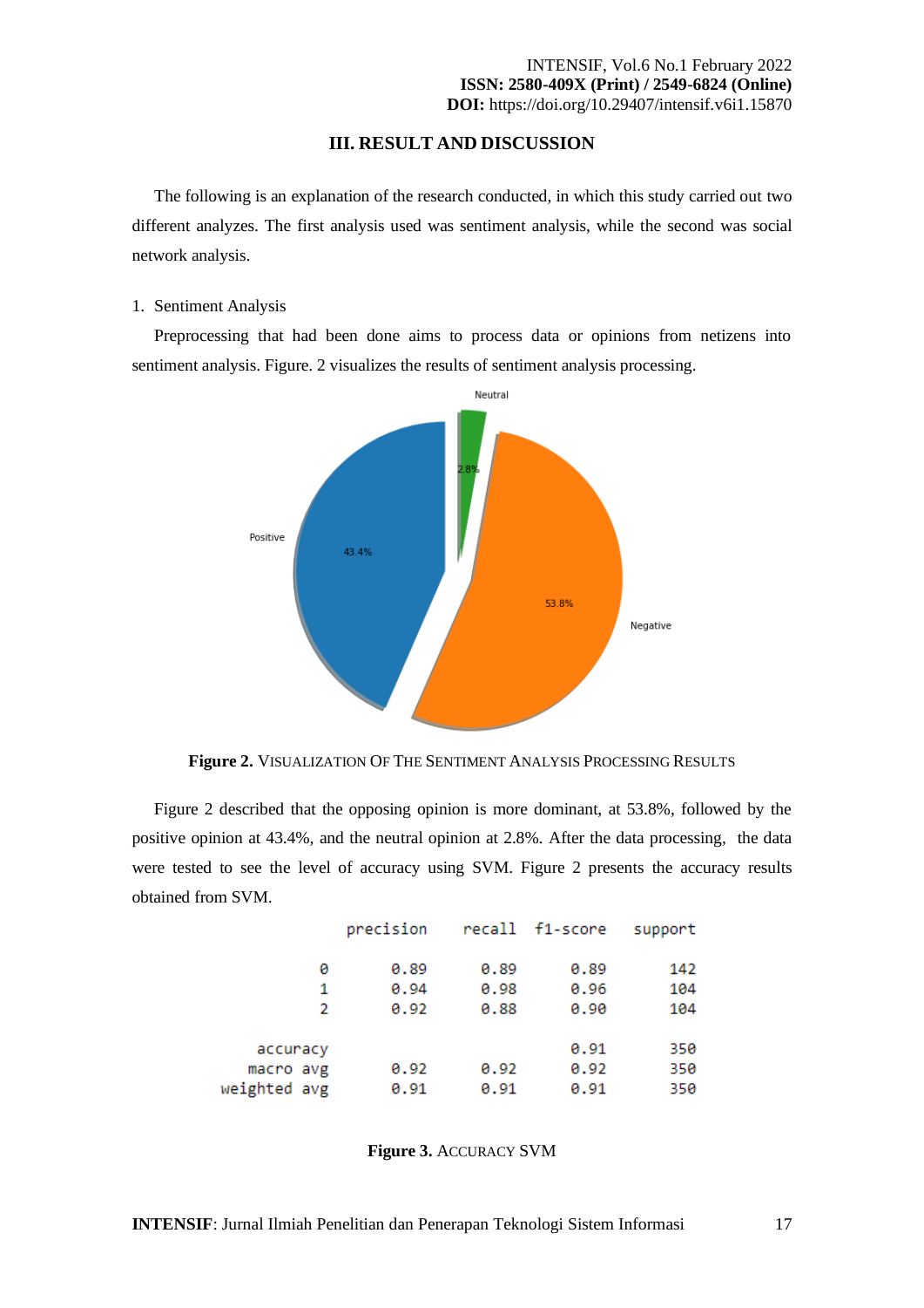## III. RESULT AND DISCUSSION

The following is an explanation of the research conducted, in which this study carried out two different analyzes. The first analysis used was sentiment analysis, while the second was social network analysis.

1. Sentiment Analysis

Preprocessing that had been done aims to process data or opinions from netizens into sentiment analysis. Figure. 2 visualizes the results of sentiment analysis processing.

**Figure 2.** VISUALIZATION OF THE SENTIMENT ANALYSIS PROCESSING RESULTS

Figure 2 described that the opposing opinion is more dominant, at 53.8%, followed by the positive opinion at 43.4%, and the neutral opinion at 2.8%. After the data processing, the data were tested to see the level of accuracy using SVM. Figure 2 presents the accuracy results obtained from SVM.

| | precision | recall | f1-score | support |
|---|---|---|---|---|
| 0 | 0.89 | 0.89 | 0.89 | 142 |
| 1 | 0.94 | 0.98 | 0.96 | 104 |
| 2 | 0.92 | 0.88 | 0.90 | 104 |
| accuracy | | | 0.91 | 350 |
| macro avg | 0.92 | 0.92 | 0.92 | 350 |
| weighted avg | 0.91 | 0.91 | 0.91 | 350 |

**Figure 3.** ACCURACY SVM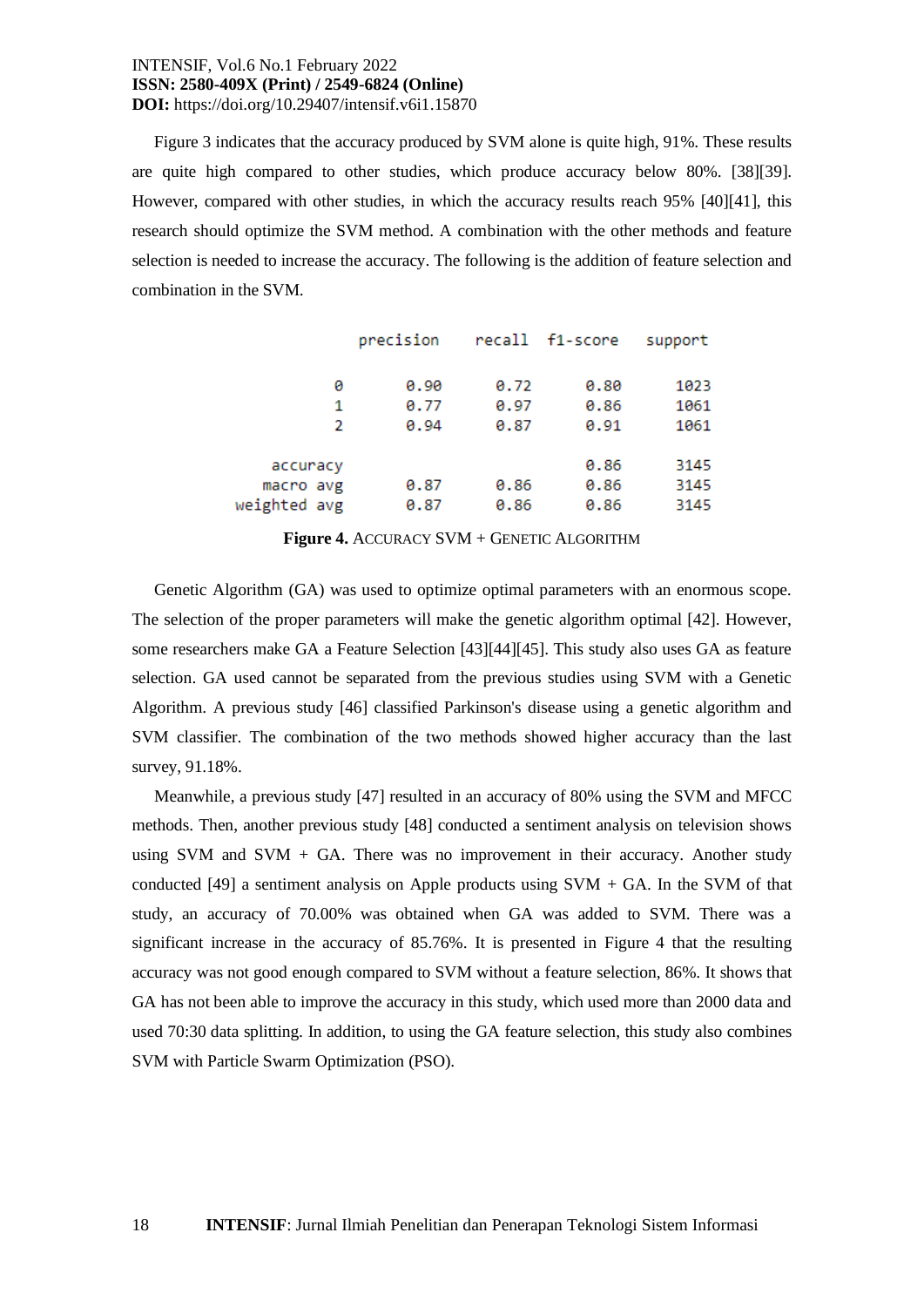Figure 3 indicates that the accuracy produced by SVM alone is quite high, 91%. These results are quite high compared to other studies, which produce accuracy below 80%. [38][39]. However, compared with other studies, in which the accuracy results reach 95% [40][41], this research should optimize the SVM method. A combination with the other methods and feature selection is needed to increase the accuracy. The following is the addition of feature selection and combination in the SVM.

|  | precision | recall | f1-score | support |
|---|---|---|---|---|
| 0 | 0.90 | 0.72 | 0.80 | 1023 |
| 1 | 0.77 | 0.97 | 0.86 | 1061 |
| 2 | 0.94 | 0.87 | 0.91 | 1061 |
| accuracy |  |  | 0.86 | 3145 |
| macro avg | 0.87 | 0.86 | 0.86 | 3145 |
| weighted avg | 0.87 | 0.86 | 0.86 | 3145 |

**Figure 4.** ACCURACY SVM + GENETIC ALGORITHM

Genetic Algorithm (GA) was used to optimize optimal parameters with an enormous scope. The selection of the proper parameters will make the genetic algorithm optimal [42]. However, some researchers make GA a Feature Selection [43][44][45]. This study also uses GA as feature selection. GA used cannot be separated from the previous studies using SVM with a Genetic Algorithm. A previous study [46] classified Parkinson's disease using a genetic algorithm and SVM classifier. The combination of the two methods showed higher accuracy than the last survey, 91.18%.

Meanwhile, a previous study [47] resulted in an accuracy of 80% using the SVM and MFCC methods. Then, another previous study [48] conducted a sentiment analysis on television shows using SVM and SVM + GA. There was no improvement in their accuracy. Another study conducted [49] a sentiment analysis on Apple products using SVM + GA. In the SVM of that study, an accuracy of 70.00% was obtained when GA was added to SVM. There was a significant increase in the accuracy of 85.76%. It is presented in Figure 4 that the resulting accuracy was not good enough compared to SVM without a feature selection, 86%. It shows that GA has not been able to improve the accuracy in this study, which used more than 2000 data and used 70:30 data splitting. In addition, to using the GA feature selection, this study also combines SVM with Particle Swarm Optimization (PSO).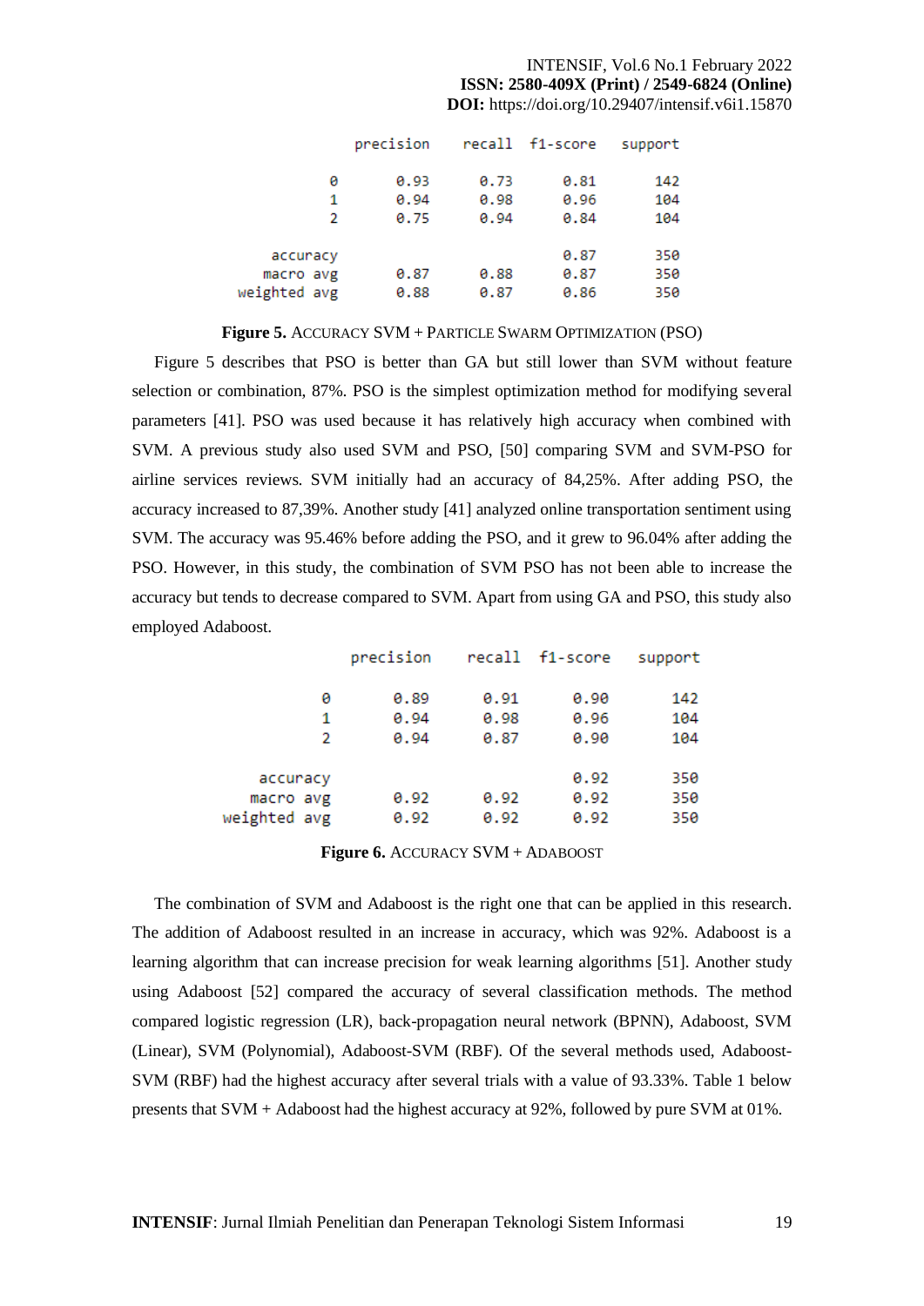|  | precision | recall | f1-score | support |
|---|---|---|---|---|
| 0 | 0.93 | 0.73 | 0.81 | 142 |
| 1 | 0.94 | 0.98 | 0.96 | 104 |
| 2 | 0.75 | 0.94 | 0.84 | 104 |
| accuracy |  |  | 0.87 | 350 |
| macro avg | 0.87 | 0.88 | 0.87 | 350 |
| weighted avg | 0.88 | 0.87 | 0.86 | 350 |

**Figure 5.** ACCURACY SVM + PARTICLE SWARM OPTIMIZATION (PSO)

Figure 5 describes that PSO is better than GA but still lower than SVM without feature selection or combination, 87%. PSO is the simplest optimization method for modifying several parameters [41]. PSO was used because it has relatively high accuracy when combined with SVM. A previous study also used SVM and PSO, [50] comparing SVM and SVM-PSO for airline services reviews. SVM initially had an accuracy of 84,25%. After adding PSO, the accuracy increased to 87,39%. Another study [41] analyzed online transportation sentiment using SVM. The accuracy was 95.46% before adding the PSO, and it grew to 96.04% after adding the PSO. However, in this study, the combination of SVM PSO has not been able to increase the accuracy but tends to decrease compared to SVM. Apart from using GA and PSO, this study also employed Adaboost.

|  | precision | recall | f1-score | support |
|---|---|---|---|---|
| 0 | 0.89 | 0.91 | 0.90 | 142 |
| 1 | 0.94 | 0.98 | 0.96 | 104 |
| 2 | 0.94 | 0.87 | 0.90 | 104 |
| accuracy |  |  | 0.92 | 350 |
| macro avg | 0.92 | 0.92 | 0.92 | 350 |
| weighted avg | 0.92 | 0.92 | 0.92 | 350 |

**Figure 6.** ACCURACY SVM + ADABOOST

The combination of SVM and Adaboost is the right one that can be applied in this research. The addition of Adaboost resulted in an increase in accuracy, which was 92%. Adaboost is a learning algorithm that can increase precision for weak learning algorithms [51]. Another study using Adaboost [52] compared the accuracy of several classification methods. The method compared logistic regression (LR), back-propagation neural network (BPNN), Adaboost, SVM (Linear), SVM (Polynomial), Adaboost-SVM (RBF). Of the several methods used, Adaboost-SVM (RBF) had the highest accuracy after several trials with a value of 93.33%. Table 1 below presents that SVM + Adaboost had the highest accuracy at 92%, followed by pure SVM at 01%.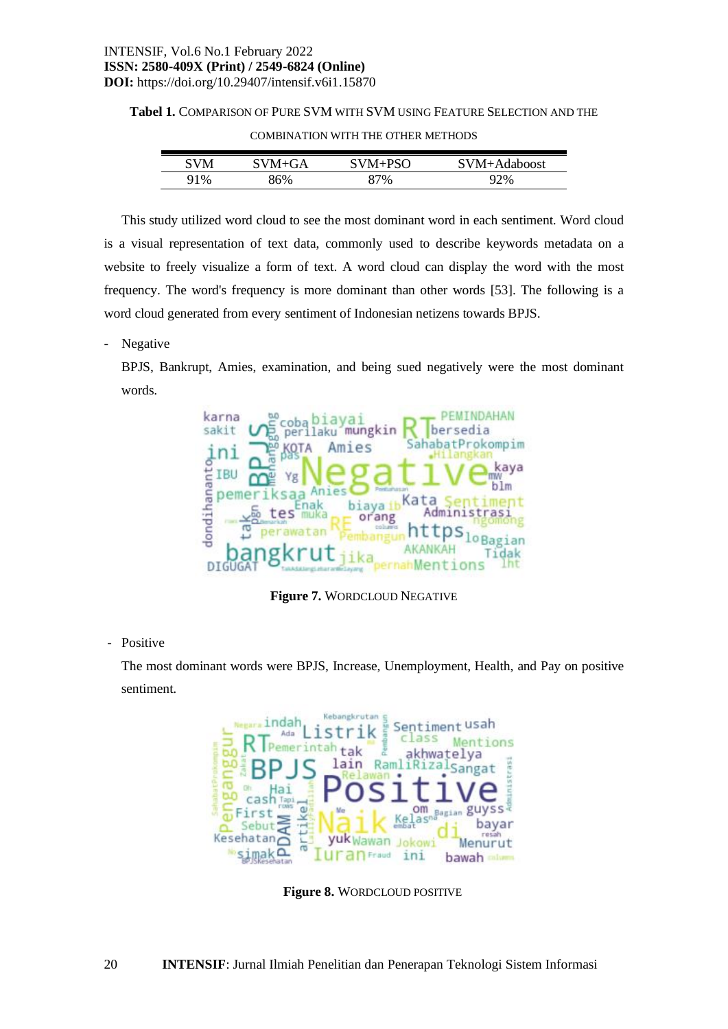**Tabel 1.** COMPARISON OF PURE SVM WITH SVM USING FEATURE SELECTION AND THE COMBINATION WITH THE OTHER METHODS

| SVM | SVM+GA | SVM+PSO | SVM+Adaboost |
|---|---|---|---|
| 91% | 86% | 87% | 92% |

This study utilized word cloud to see the most dominant word in each sentiment. Word cloud is a visual representation of text data, commonly used to describe keywords metadata on a website to freely visualize a form of text. A word cloud can display the word with the most frequency. The word's frequency is more dominant than other words [53]. The following is a word cloud generated from every sentiment of Indonesian netizens towards BPJS.

- Negative

  BPJS, Bankrupt, Amies, examination, and being sued negatively were the most dominant words.

**Figure 7.** WORDCLOUD NEGATIVE

- Positive

  The most dominant words were BPJS, Increase, Unemployment, Health, and Pay on positive sentiment.

**Figure 8.** WORDCLOUD POSITIVE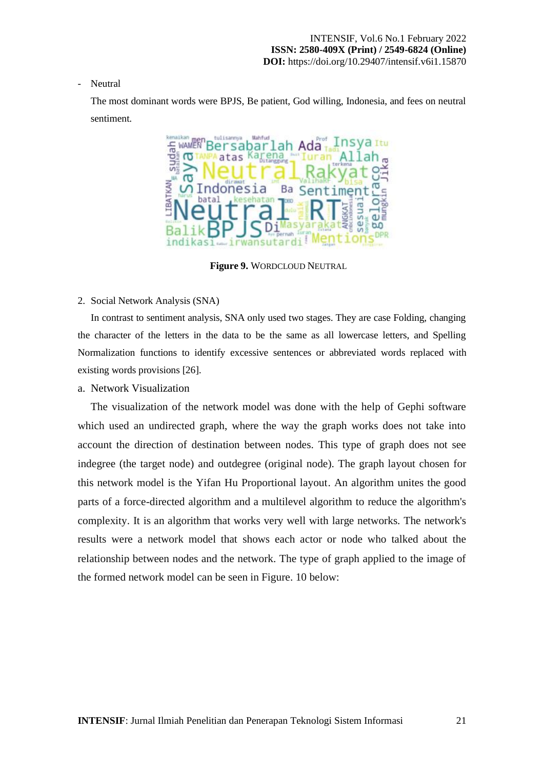- Neutral

  The most dominant words were BPJS, Be patient, God willing, Indonesia, and fees on neutral sentiment.

**Figure 9.** WORDCLOUD NEUTRAL

2. Social Network Analysis (SNA)

In contrast to sentiment analysis, SNA only used two stages. They are case Folding, changing the character of the letters in the data to be the same as all lowercase letters, and Spelling Normalization functions to identify excessive sentences or abbreviated words replaced with existing words provisions [26].

a. Network Visualization

The visualization of the network model was done with the help of Gephi software which used an undirected graph, where the way the graph works does not take into account the direction of destination between nodes. This type of graph does not see indegree (the target node) and outdegree (original node). The graph layout chosen for this network model is the Yifan Hu Proportional layout. An algorithm unites the good parts of a force-directed algorithm and a multilevel algorithm to reduce the algorithm's complexity. It is an algorithm that works very well with large networks. The network's results were a network model that shows each actor or node who talked about the relationship between nodes and the network. The type of graph applied to the image of the formed network model can be seen in Figure. 10 below: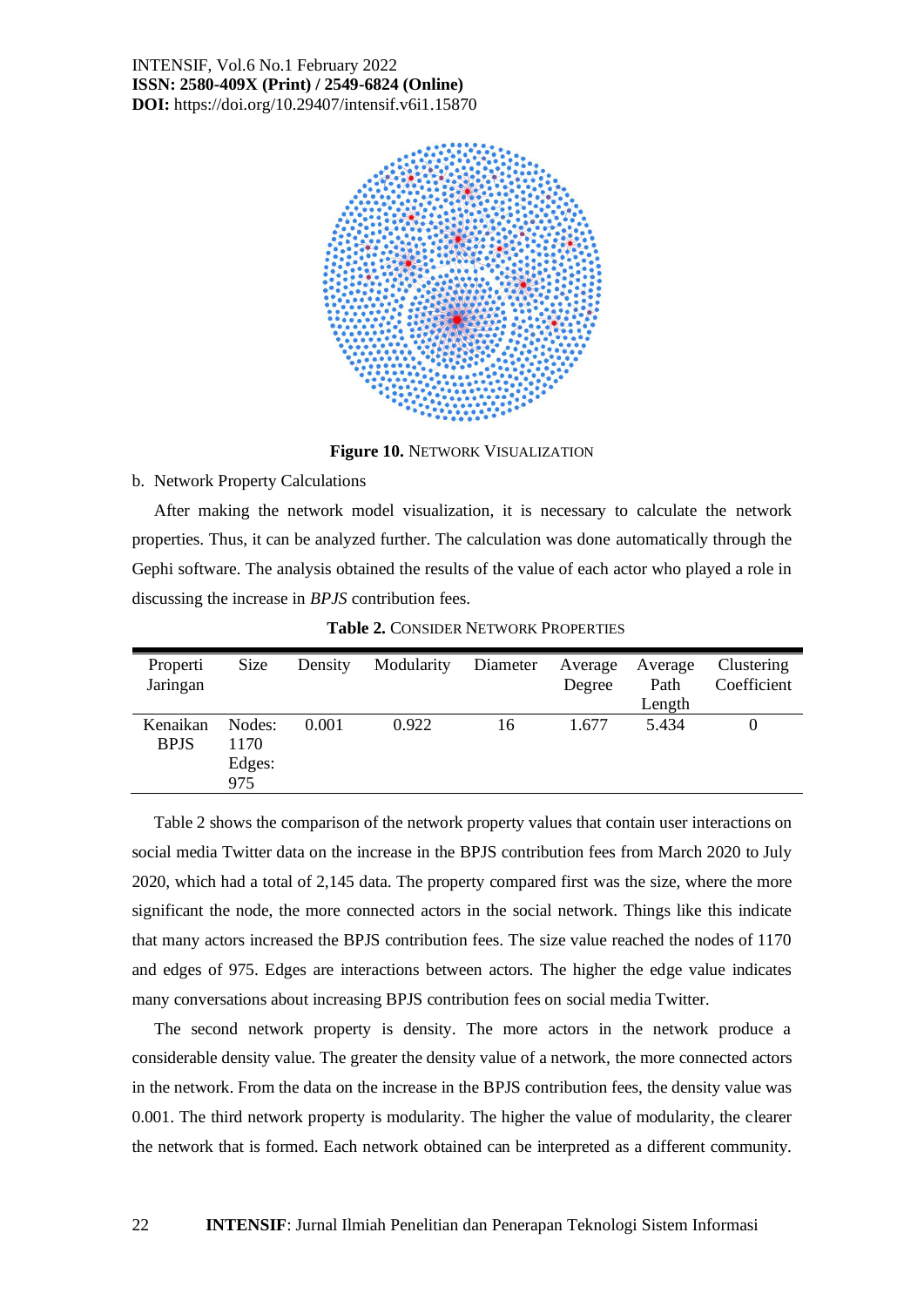Figure 10. NETWORK VISUALIZATION

b. Network Property Calculations

After making the network model visualization, it is necessary to calculate the network properties. Thus, it can be analyzed further. The calculation was done automatically through the Gephi software. The analysis obtained the results of the value of each actor who played a role in discussing the increase in *BPJS* contribution fees.

**Table 2.** CONSIDER NETWORK PROPERTIES

| Properti Jaringan | Size | Density | Modularity | Diameter | Average Degree | Average Path Length | Clustering Coefficient |
|---|---|---|---|---|---|---|---|
| Kenaikan BPJS | Nodes: 1170 Edges: 975 | 0.001 | 0.922 | 16 | 1.677 | 5.434 | 0 |

Table 2 shows the comparison of the network property values that contain user interactions on social media Twitter data on the increase in the BPJS contribution fees from March 2020 to July 2020, which had a total of 2,145 data. The property compared first was the size, where the more significant the node, the more connected actors in the social network. Things like this indicate that many actors increased the BPJS contribution fees. The size value reached the nodes of 1170 and edges of 975. Edges are interactions between actors. The higher the edge value indicates many conversations about increasing BPJS contribution fees on social media Twitter.

The second network property is density. The more actors in the network produce a considerable density value. The greater the density value of a network, the more connected actors in the network. From the data on the increase in the BPJS contribution fees, the density value was 0.001. The third network property is modularity. The higher the value of modularity, the clearer the network that is formed. Each network obtained can be interpreted as a different community.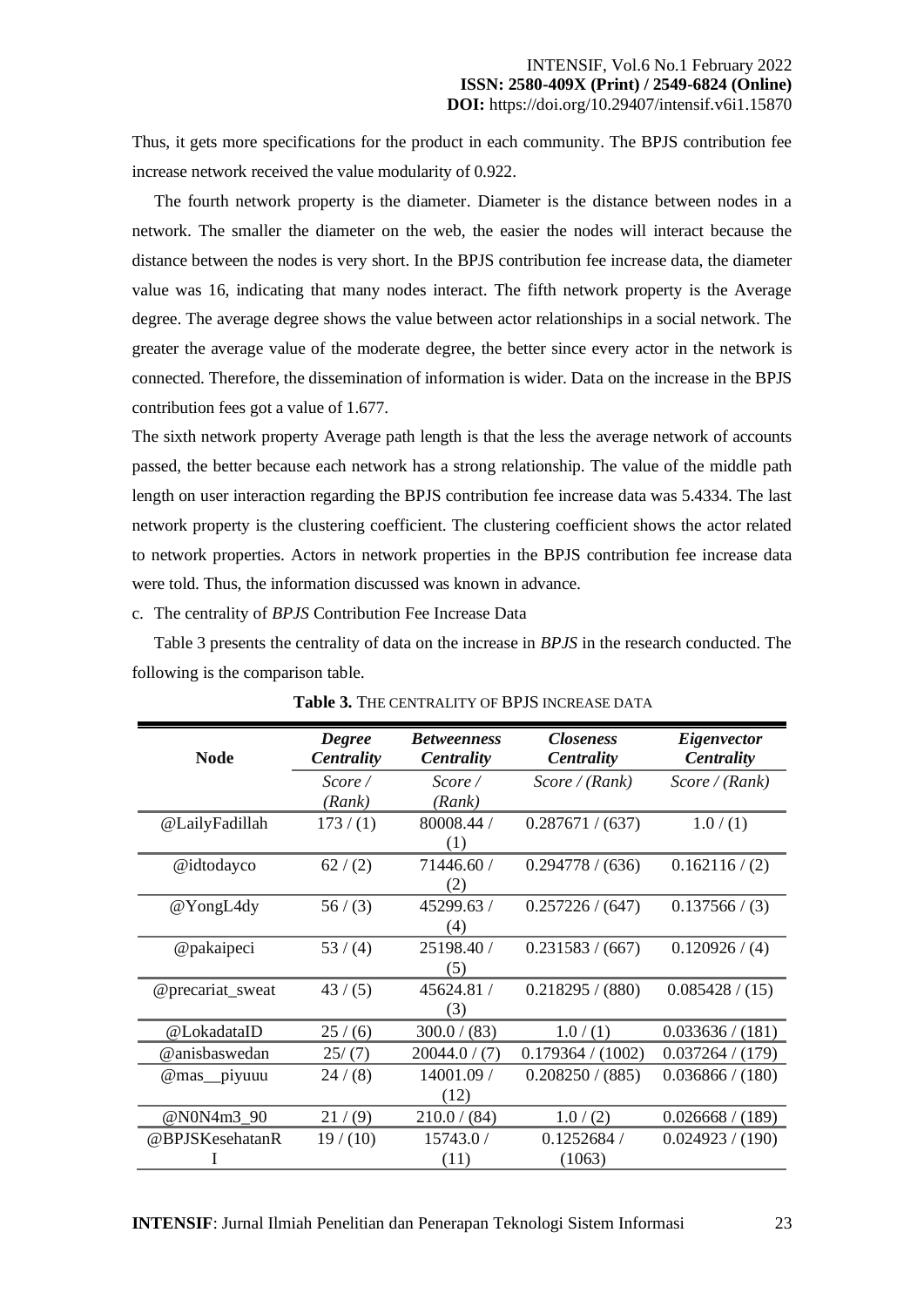Thus, it gets more specifications for the product in each community. The BPJS contribution fee increase network received the value modularity of 0.922.

The fourth network property is the diameter. Diameter is the distance between nodes in a network. The smaller the diameter on the web, the easier the nodes will interact because the distance between the nodes is very short. In the BPJS contribution fee increase data, the diameter value was 16, indicating that many nodes interact. The fifth network property is the Average degree. The average degree shows the value between actor relationships in a social network. The greater the average value of the moderate degree, the better since every actor in the network is connected. Therefore, the dissemination of information is wider. Data on the increase in the BPJS contribution fees got a value of 1.677.

The sixth network property Average path length is that the less the average network of accounts passed, the better because each network has a strong relationship. The value of the middle path length on user interaction regarding the BPJS contribution fee increase data was 5.4334. The last network property is the clustering coefficient. The clustering coefficient shows the actor related to network properties. Actors in network properties in the BPJS contribution fee increase data were told. Thus, the information discussed was known in advance.

c. The centrality of *BPJS* Contribution Fee Increase Data

Table 3 presents the centrality of data on the increase in *BPJS* in the research conducted. The following is the comparison table.

**Table 3.** THE CENTRALITY OF BPJS INCREASE DATA

| Node | ***Degree Centrality*** | ***Betweenness Centrality*** | ***Closeness Centrality*** | ***Eigenvector Centrality*** |
|---|---|---|---|---|
| | *Score / (Rank)* | *Score / (Rank)* | *Score / (Rank)* | *Score / (Rank)* |
| @LailyFadillah | 173 / (1) | 80008.44 / (1) | 0.287671 / (637) | 1.0 / (1) |
| @idtodayco | 62 / (2) | 71446.60 / (2) | 0.294778 / (636) | 0.162116 / (2) |
| @YongL4dy | 56 / (3) | 45299.63 / (4) | 0.257226 / (647) | 0.137566 / (3) |
| @pakaipeci | 53 / (4) | 25198.40 / (5) | 0.231583 / (667) | 0.120926 / (4) |
| @precariat_sweat | 43 / (5) | 45624.81 / (3) | 0.218295 / (880) | 0.085428 / (15) |
| @LokadataID | 25 / (6) | 300.0 / (83) | 1.0 / (1) | 0.033636 / (181) |
| @anisbaswedan | 25/ (7) | 20044.0 / (7) | 0.179364 / (1002) | 0.037264 / (179) |
| @mas__piyuuu | 24 / (8) | 14001.09 / (12) | 0.208250 / (885) | 0.036866 / (180) |
| @N0N4m3_90 | 21 / (9) | 210.0 / (84) | 1.0 / (2) | 0.026668 / (189) |
| @BPJSKesehatanRI | 19 / (10) | 15743.0 / (11) | 0.1252684 / (1063) | 0.024923 / (190) |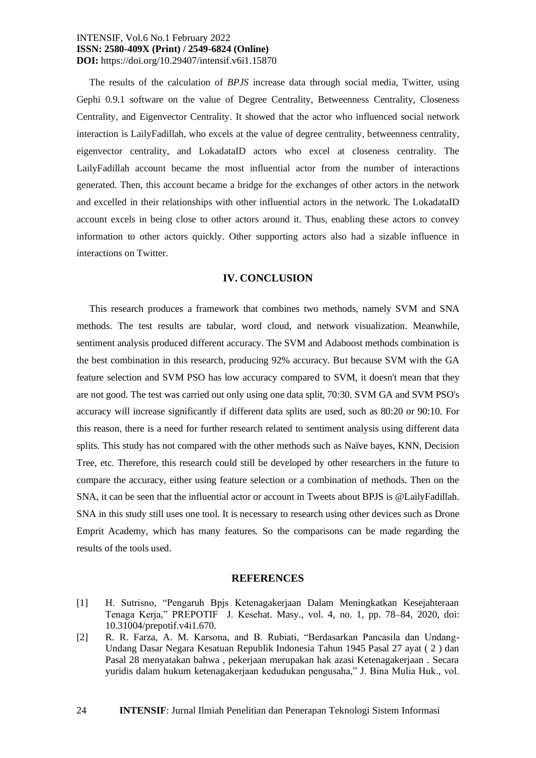The results of the calculation of *BPJS* increase data through social media, Twitter, using Gephi 0.9.1 software on the value of Degree Centrality, Betweenness Centrality, Closeness Centrality, and Eigenvector Centrality. It showed that the actor who influenced social network interaction is LailyFadillah, who excels at the value of degree centrality, betweenness centrality, eigenvector centrality, and LokadataID actors who excel at closeness centrality. The LailyFadillah account became the most influential actor from the number of interactions generated. Then, this account became a bridge for the exchanges of other actors in the network and excelled in their relationships with other influential actors in the network. The LokadataID account excels in being close to other actors around it. Thus, enabling these actors to convey information to other actors quickly. Other supporting actors also had a sizable influence in interactions on Twitter.

## IV. CONCLUSION

This research produces a framework that combines two methods, namely SVM and SNA methods. The test results are tabular, word cloud, and network visualization. Meanwhile, sentiment analysis produced different accuracy. The SVM and Adaboost methods combination is the best combination in this research, producing 92% accuracy. But because SVM with the GA feature selection and SVM PSO has low accuracy compared to SVM, it doesn't mean that they are not good. The test was carried out only using one data split, 70:30. SVM GA and SVM PSO's accuracy will increase significantly if different data splits are used, such as 80:20 or 90:10. For this reason, there is a need for further research related to sentiment analysis using different data splits. This study has not compared with the other methods such as Naïve bayes, KNN, Decision Tree, etc. Therefore, this research could still be developed by other researchers in the future to compare the accuracy, either using feature selection or a combination of methods. Then on the SNA, it can be seen that the influential actor or account in Tweets about BPJS is @LailyFadillah. SNA in this study still uses one tool. It is necessary to research using other devices such as Drone Emprit Academy, which has many features. So the comparisons can be made regarding the results of the tools used.

## REFERENCES

[1] H. Sutrisno, "Pengaruh Bpjs Ketenagakerjaan Dalam Meningkatkan Kesejahteraan Tenaga Kerja," PREPOTIF J. Kesehat. Masy., vol. 4, no. 1, pp. 78–84, 2020, doi: 10.31004/prepotif.v4i1.670.

[2] R. R. Farza, A. M. Karsona, and B. Rubiati, "Berdasarkan Pancasila dan Undang-Undang Dasar Negara Kesatuan Republik Indonesia Tahun 1945 Pasal 27 ayat ( 2 ) dan Pasal 28 menyatakan bahwa , pekerjaan merupakan hak azasi Ketenagakerjaan . Secara yuridis dalam hukum ketenagakerjaan kedudukan pengusaha," J. Bina Mulia Huk., vol.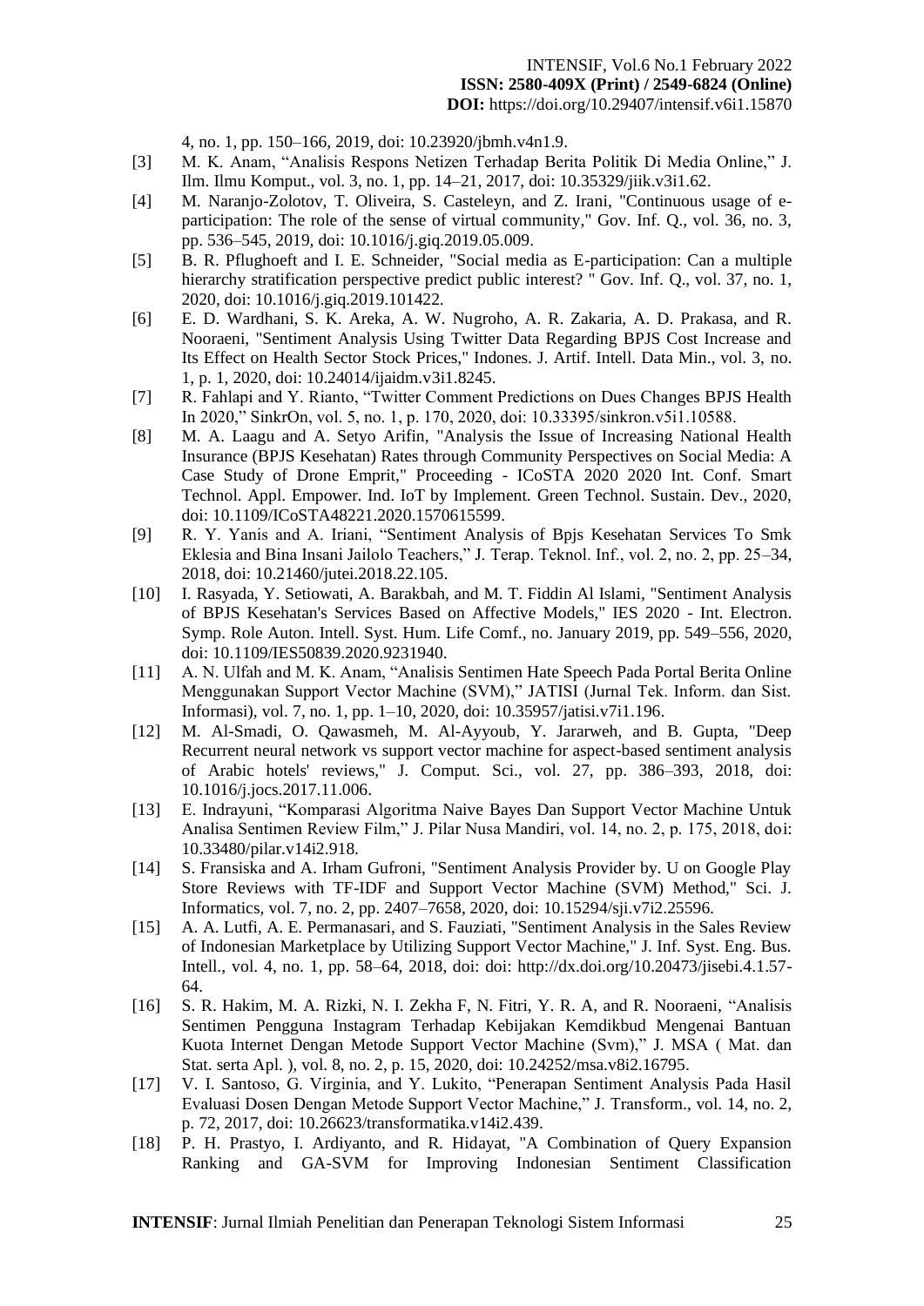4, no. 1, pp. 150–166, 2019, doi: 10.23920/jbmh.v4n1.9.

[3] M. K. Anam, “Analisis Respons Netizen Terhadap Berita Politik Di Media Online,” J. Ilm. Ilmu Komput., vol. 3, no. 1, pp. 14–21, 2017, doi: 10.35329/jiik.v3i1.62.

[4] M. Naranjo-Zolotov, T. Oliveira, S. Casteleyn, and Z. Irani, "Continuous usage of e-participation: The role of the sense of virtual community," Gov. Inf. Q., vol. 36, no. 3, pp. 536–545, 2019, doi: 10.1016/j.giq.2019.05.009.

[5] B. R. Pflughoeft and I. E. Schneider, "Social media as E-participation: Can a multiple hierarchy stratification perspective predict public interest? " Gov. Inf. Q., vol. 37, no. 1, 2020, doi: 10.1016/j.giq.2019.101422.

[6] E. D. Wardhani, S. K. Areka, A. W. Nugroho, A. R. Zakaria, A. D. Prakasa, and R. Nooraeni, "Sentiment Analysis Using Twitter Data Regarding BPJS Cost Increase and Its Effect on Health Sector Stock Prices," Indones. J. Artif. Intell. Data Min., vol. 3, no. 1, p. 1, 2020, doi: 10.24014/ijaidm.v3i1.8245.

[7] R. Fahlapi and Y. Rianto, “Twitter Comment Predictions on Dues Changes BPJS Health In 2020,” SinkrOn, vol. 5, no. 1, p. 170, 2020, doi: 10.33395/sinkron.v5i1.10588.

[8] M. A. Laagu and A. Setyo Arifin, "Analysis the Issue of Increasing National Health Insurance (BPJS Kesehatan) Rates through Community Perspectives on Social Media: A Case Study of Drone Emprit," Proceeding - ICoSTA 2020 2020 Int. Conf. Smart Technol. Appl. Empower. Ind. IoT by Implement. Green Technol. Sustain. Dev., 2020, doi: 10.1109/ICoSTA48221.2020.1570615599.

[9] R. Y. Yanis and A. Iriani, “Sentiment Analysis of Bpjs Kesehatan Services To Smk Eklesia and Bina Insani Jailolo Teachers,” J. Terap. Teknol. Inf., vol. 2, no. 2, pp. 25–34, 2018, doi: 10.21460/jutei.2018.22.105.

[10] I. Rasyada, Y. Setiowati, A. Barakbah, and M. T. Fiddin Al Islami, "Sentiment Analysis of BPJS Kesehatan's Services Based on Affective Models," IES 2020 - Int. Electron. Symp. Role Auton. Intell. Syst. Hum. Life Comf., no. January 2019, pp. 549–556, 2020, doi: 10.1109/IES50839.2020.9231940.

[11] A. N. Ulfah and M. K. Anam, “Analisis Sentimen Hate Speech Pada Portal Berita Online Menggunakan Support Vector Machine (SVM),” JATISI (Jurnal Tek. Inform. dan Sist. Informasi), vol. 7, no. 1, pp. 1–10, 2020, doi: 10.35957/jatisi.v7i1.196.

[12] M. Al-Smadi, O. Qawasmeh, M. Al-Ayyoub, Y. Jararweh, and B. Gupta, "Deep Recurrent neural network vs support vector machine for aspect-based sentiment analysis of Arabic hotels' reviews," J. Comput. Sci., vol. 27, pp. 386–393, 2018, doi: 10.1016/j.jocs.2017.11.006.

[13] E. Indrayuni, “Komparasi Algoritma Naive Bayes Dan Support Vector Machine Untuk Analisa Sentimen Review Film,” J. Pilar Nusa Mandiri, vol. 14, no. 2, p. 175, 2018, doi: 10.33480/pilar.v14i2.918.

[14] S. Fransiska and A. Irham Gufroni, "Sentiment Analysis Provider by. U on Google Play Store Reviews with TF-IDF and Support Vector Machine (SVM) Method," Sci. J. Informatics, vol. 7, no. 2, pp. 2407–7658, 2020, doi: 10.15294/sji.v7i2.25596.

[15] A. A. Lutfi, A. E. Permanasari, and S. Fauziati, "Sentiment Analysis in the Sales Review of Indonesian Marketplace by Utilizing Support Vector Machine," J. Inf. Syst. Eng. Bus. Intell., vol. 4, no. 1, pp. 58–64, 2018, doi: doi: http://dx.doi.org/10.20473/jisebi.4.1.57-64.

[16] S. R. Hakim, M. A. Rizki, N. I. Zekha F, N. Fitri, Y. R. A, and R. Nooraeni, “Analisis Sentimen Pengguna Instagram Terhadap Kebijakan Kemdikbud Mengenai Bantuan Kuota Internet Dengan Metode Support Vector Machine (Svm),” J. MSA ( Mat. dan Stat. serta Apl. ), vol. 8, no. 2, p. 15, 2020, doi: 10.24252/msa.v8i2.16795.

[17] V. I. Santoso, G. Virginia, and Y. Lukito, “Penerapan Sentiment Analysis Pada Hasil Evaluasi Dosen Dengan Metode Support Vector Machine,” J. Transform., vol. 14, no. 2, p. 72, 2017, doi: 10.26623/transformatika.v14i2.439.

[18] P. H. Prastyo, I. Ardiyanto, and R. Hidayat, "A Combination of Query Expansion Ranking and GA-SVM for Improving Indonesian Sentiment Classification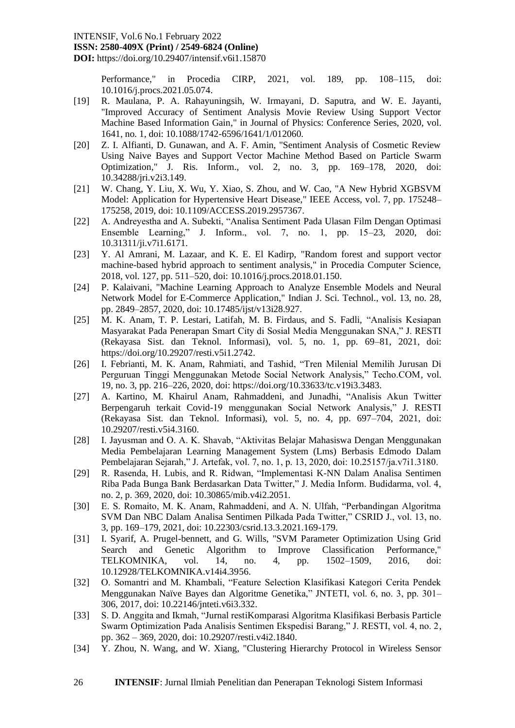Performance," in Procedia CIRP, 2021, vol. 189, pp. 108–115, doi: 10.1016/j.procs.2021.05.074.

[19] R. Maulana, P. A. Rahayuningsih, W. Irmayani, D. Saputra, and W. E. Jayanti, "Improved Accuracy of Sentiment Analysis Movie Review Using Support Vector Machine Based Information Gain," in Journal of Physics: Conference Series, 2020, vol. 1641, no. 1, doi: 10.1088/1742-6596/1641/1/012060.

[20] Z. I. Alfianti, D. Gunawan, and A. F. Amin, "Sentiment Analysis of Cosmetic Review Using Naive Bayes and Support Vector Machine Method Based on Particle Swarm Optimization," J. Ris. Inform., vol. 2, no. 3, pp. 169–178, 2020, doi: 10.34288/jri.v2i3.149.

[21] W. Chang, Y. Liu, X. Wu, Y. Xiao, S. Zhou, and W. Cao, "A New Hybrid XGBSVM Model: Application for Hypertensive Heart Disease," IEEE Access, vol. 7, pp. 175248–175258, 2019, doi: 10.1109/ACCESS.2019.2957367.

[22] A. Andreyestha and A. Subekti, "Analisa Sentiment Pada Ulasan Film Dengan Optimasi Ensemble Learning," J. Inform., vol. 7, no. 1, pp. 15–23, 2020, doi: 10.31311/ji.v7i1.6171.

[23] Y. Al Amrani, M. Lazaar, and K. E. El Kadirp, "Random forest and support vector machine-based hybrid approach to sentiment analysis," in Procedia Computer Science, 2018, vol. 127, pp. 511–520, doi: 10.1016/j.procs.2018.01.150.

[24] P. Kalaivani, "Machine Learning Approach to Analyze Ensemble Models and Neural Network Model for E-Commerce Application," Indian J. Sci. Technol., vol. 13, no. 28, pp. 2849–2857, 2020, doi: 10.17485/ijst/v13i28.927.

[25] M. K. Anam, T. P. Lestari, Latifah, M. B. Firdaus, and S. Fadli, "Analisis Kesiapan Masyarakat Pada Penerapan Smart City di Sosial Media Menggunakan SNA," J. RESTI (Rekayasa Sist. dan Teknol. Informasi), vol. 5, no. 1, pp. 69–81, 2021, doi: https://doi.org/10.29207/resti.v5i1.2742.

[26] I. Febrianti, M. K. Anam, Rahmiati, and Tashid, "Tren Milenial Memilih Jurusan Di Perguruan Tinggi Menggunakan Metode Social Network Analysis," Techo.COM, vol. 19, no. 3, pp. 216–226, 2020, doi: https://doi.org/10.33633/tc.v19i3.3483.

[27] A. Kartino, M. Khairul Anam, Rahmaddeni, and Junadhi, "Analisis Akun Twitter Berpengaruh terkait Covid-19 menggunakan Social Network Analysis," J. RESTI (Rekayasa Sist. dan Teknol. Informasi), vol. 5, no. 4, pp. 697–704, 2021, doi: 10.29207/resti.v5i4.3160.

[28] I. Jayusman and O. A. K. Shavab, "Aktivitas Belajar Mahasiswa Dengan Menggunakan Media Pembelajaran Learning Management System (Lms) Berbasis Edmodo Dalam Pembelajaran Sejarah," J. Artefak, vol. 7, no. 1, p. 13, 2020, doi: 10.25157/ja.v7i1.3180.

[29] R. Rasenda, H. Lubis, and R. Ridwan, "Implementasi K-NN Dalam Analisa Sentimen Riba Pada Bunga Bank Berdasarkan Data Twitter," J. Media Inform. Budidarma, vol. 4, no. 2, p. 369, 2020, doi: 10.30865/mib.v4i2.2051.

[30] E. S. Romaito, M. K. Anam, Rahmaddeni, and A. N. Ulfah, "Perbandingan Algoritma SVM Dan NBC Dalam Analisa Sentimen Pilkada Pada Twitter," CSRID J., vol. 13, no. 3, pp. 169–179, 2021, doi: 10.22303/csrid.13.3.2021.169-179.

[31] I. Syarif, A. Prugel-bennett, and G. Wills, "SVM Parameter Optimization Using Grid Search and Genetic Algorithm to Improve Classification Performance," TELKOMNIKA, vol. 14, no. 4, pp. 1502–1509, 2016, doi: 10.12928/TELKOMNIKA.v14i4.3956.

[32] O. Somantri and M. Khambali, "Feature Selection Klasifikasi Kategori Cerita Pendek Menggunakan Naïve Bayes dan Algoritme Genetika," JNTETI, vol. 6, no. 3, pp. 301–306, 2017, doi: 10.22146/jnteti.v6i3.332.

[33] S. D. Anggita and Ikmah, "Jurnal restiKomparasi Algoritma Klasifikasi Berbasis Particle Swarm Optimization Pada Analisis Sentimen Ekspedisi Barang," J. RESTI, vol. 4, no. 2, pp. 362 – 369, 2020, doi: 10.29207/resti.v4i2.1840.

[34] Y. Zhou, N. Wang, and W. Xiang, "Clustering Hierarchy Protocol in Wireless Sensor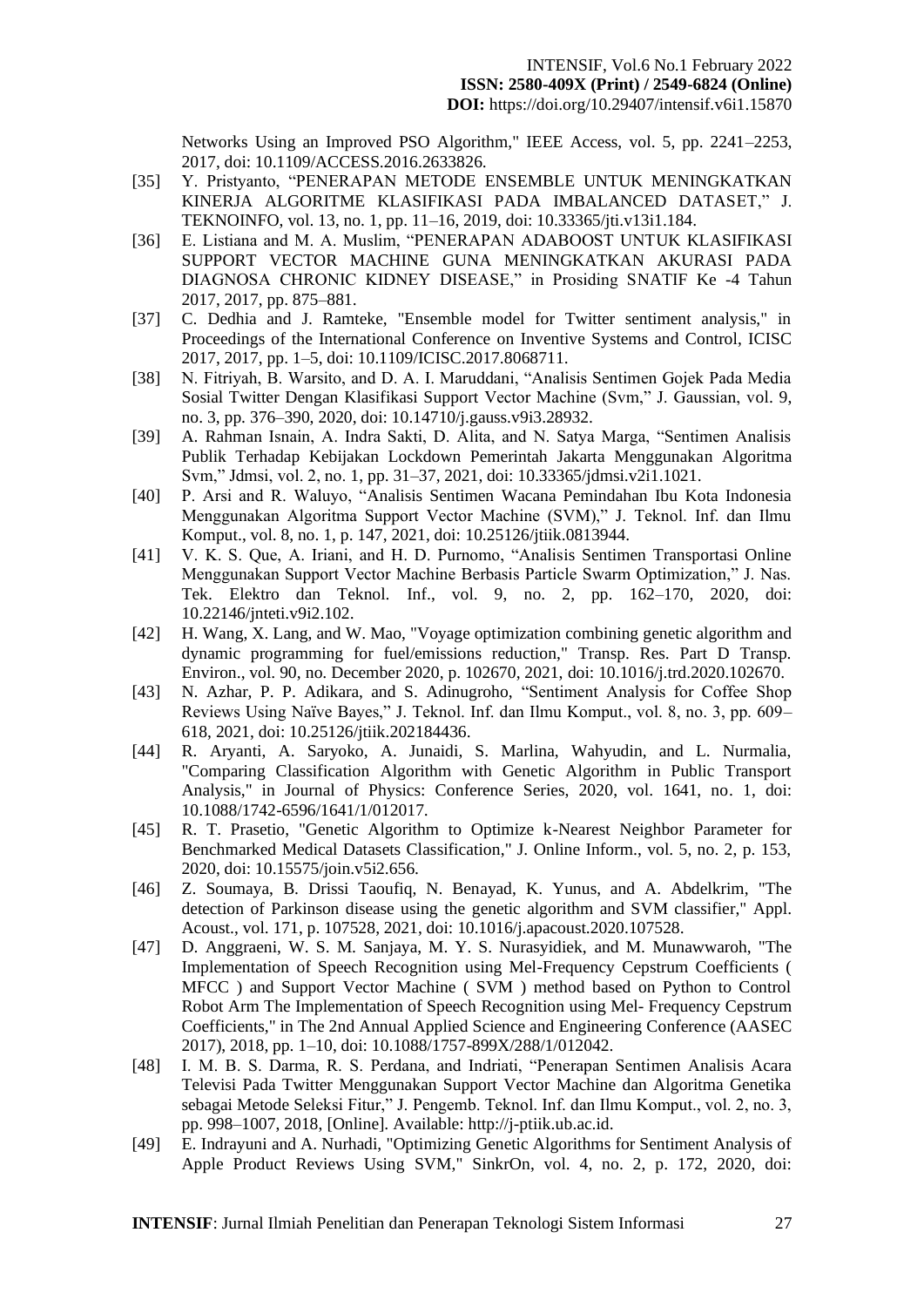Networks Using an Improved PSO Algorithm," IEEE Access, vol. 5, pp. 2241–2253, 2017, doi: 10.1109/ACCESS.2016.2633826.

[35] Y. Pristyanto, "PENERAPAN METODE ENSEMBLE UNTUK MENINGKATKAN KINERJA ALGORITME KLASIFIKASI PADA IMBALANCED DATASET," J. TEKNOINFO, vol. 13, no. 1, pp. 11–16, 2019, doi: 10.33365/jti.v13i1.184.

[36] E. Listiana and M. A. Muslim, "PENERAPAN ADABOOST UNTUK KLASIFIKASI SUPPORT VECTOR MACHINE GUNA MENINGKATKAN AKURASI PADA DIAGNOSA CHRONIC KIDNEY DISEASE," in Prosiding SNATIF Ke -4 Tahun 2017, 2017, pp. 875–881.

[37] C. Dedhia and J. Ramteke, "Ensemble model for Twitter sentiment analysis," in Proceedings of the International Conference on Inventive Systems and Control, ICISC 2017, 2017, pp. 1–5, doi: 10.1109/ICISC.2017.8068711.

[38] N. Fitriyah, B. Warsito, and D. A. I. Maruddani, "Analisis Sentimen Gojek Pada Media Sosial Twitter Dengan Klasifikasi Support Vector Machine (Svm)," J. Gaussian, vol. 9, no. 3, pp. 376–390, 2020, doi: 10.14710/j.gauss.v9i3.28932.

[39] A. Rahman Isnain, A. Indra Sakti, D. Alita, and N. Satya Marga, "Sentimen Analisis Publik Terhadap Kebijakan Lockdown Pemerintah Jakarta Menggunakan Algoritma Svm," Jdmsi, vol. 2, no. 1, pp. 31–37, 2021, doi: 10.33365/jdmsi.v2i1.1021.

[40] P. Arsi and R. Waluyo, "Analisis Sentimen Wacana Pemindahan Ibu Kota Indonesia Menggunakan Algoritma Support Vector Machine (SVM)," J. Teknol. Inf. dan Ilmu Komput., vol. 8, no. 1, p. 147, 2021, doi: 10.25126/jtiik.0813944.

[41] V. K. S. Que, A. Iriani, and H. D. Purnomo, "Analisis Sentimen Transportasi Online Menggunakan Support Vector Machine Berbasis Particle Swarm Optimization," J. Nas. Tek. Elektro dan Teknol. Inf., vol. 9, no. 2, pp. 162–170, 2020, doi: 10.22146/jnteti.v9i2.102.

[42] H. Wang, X. Lang, and W. Mao, "Voyage optimization combining genetic algorithm and dynamic programming for fuel/emissions reduction," Transp. Res. Part D Transp. Environ., vol. 90, no. December 2020, p. 102670, 2021, doi: 10.1016/j.trd.2020.102670.

[43] N. Azhar, P. P. Adikara, and S. Adinugroho, "Sentiment Analysis for Coffee Shop Reviews Using Naïve Bayes," J. Teknol. Inf. dan Ilmu Komput., vol. 8, no. 3, pp. 609–618, 2021, doi: 10.25126/jtiik.202184436.

[44] R. Aryanti, A. Saryoko, A. Junaidi, S. Marlina, Wahyudin, and L. Nurmalia, "Comparing Classification Algorithm with Genetic Algorithm in Public Transport Analysis," in Journal of Physics: Conference Series, 2020, vol. 1641, no. 1, doi: 10.1088/1742-6596/1641/1/012017.

[45] R. T. Prasetio, "Genetic Algorithm to Optimize k-Nearest Neighbor Parameter for Benchmarked Medical Datasets Classification," J. Online Inform., vol. 5, no. 2, p. 153, 2020, doi: 10.15575/join.v5i2.656.

[46] Z. Soumaya, B. Drissi Taoufiq, N. Benayad, K. Yunus, and A. Abdelkrim, "The detection of Parkinson disease using the genetic algorithm and SVM classifier," Appl. Acoust., vol. 171, p. 107528, 2021, doi: 10.1016/j.apacoust.2020.107528.

[47] D. Anggraeni, W. S. M. Sanjaya, M. Y. S. Nurasyidiek, and M. Munawwaroh, "The Implementation of Speech Recognition using Mel-Frequency Cepstrum Coefficients ( MFCC ) and Support Vector Machine ( SVM ) method based on Python to Control Robot Arm The Implementation of Speech Recognition using Mel- Frequency Cepstrum Coefficients," in The 2nd Annual Applied Science and Engineering Conference (AASEC 2017), 2018, pp. 1–10, doi: 10.1088/1757-899X/288/1/012042.

[48] I. M. B. S. Darma, R. S. Perdana, and Indriati, "Penerapan Sentimen Analisis Acara Televisi Pada Twitter Menggunakan Support Vector Machine dan Algoritma Genetika sebagai Metode Seleksi Fitur," J. Pengemb. Teknol. Inf. dan Ilmu Komput., vol. 2, no. 3, pp. 998–1007, 2018, [Online]. Available: http://j-ptiik.ub.ac.id.

[49] E. Indrayuni and A. Nurhadi, "Optimizing Genetic Algorithms for Sentiment Analysis of Apple Product Reviews Using SVM," SinkrOn, vol. 4, no. 2, p. 172, 2020, doi: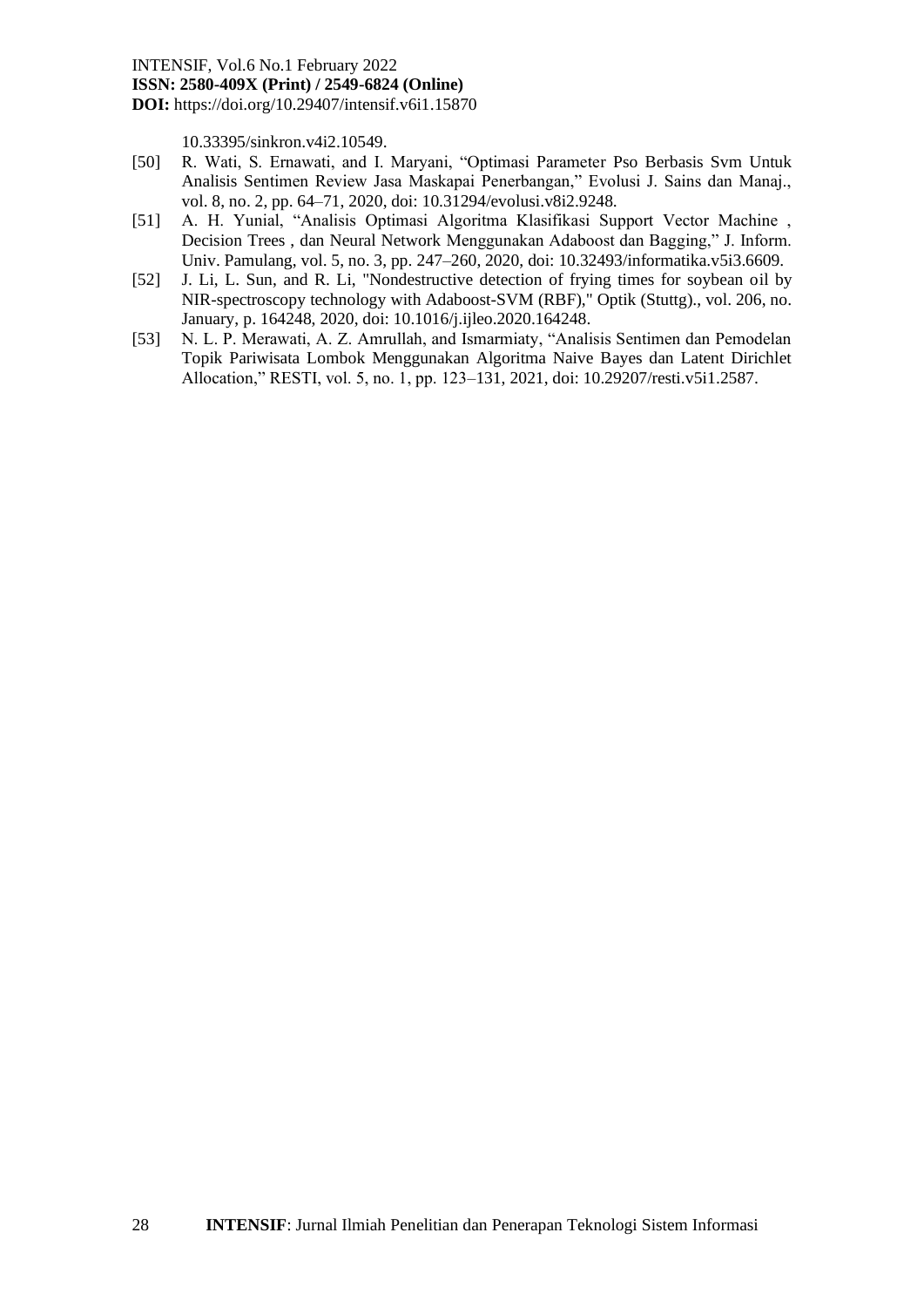10.33395/sinkron.v4i2.10549.

[50] R. Wati, S. Ernawati, and I. Maryani, “Optimasi Parameter Pso Berbasis Svm Untuk Analisis Sentimen Review Jasa Maskapai Penerbangan,” Evolusi J. Sains dan Manaj., vol. 8, no. 2, pp. 64–71, 2020, doi: 10.31294/evolusi.v8i2.9248.

[51] A. H. Yunial, “Analisis Optimasi Algoritma Klasifikasi Support Vector Machine , Decision Trees , dan Neural Network Menggunakan Adaboost dan Bagging,” J. Inform. Univ. Pamulang, vol. 5, no. 3, pp. 247–260, 2020, doi: 10.32493/informatika.v5i3.6609.

[52] J. Li, L. Sun, and R. Li, "Nondestructive detection of frying times for soybean oil by NIR-spectroscopy technology with Adaboost-SVM (RBF)," Optik (Stuttg)., vol. 206, no. January, p. 164248, 2020, doi: 10.1016/j.ijleo.2020.164248.

[53] N. L. P. Merawati, A. Z. Amrullah, and Ismarmiaty, “Analisis Sentimen dan Pemodelan Topik Pariwisata Lombok Menggunakan Algoritma Naive Bayes dan Latent Dirichlet Allocation,” RESTI, vol. 5, no. 1, pp. 123–131, 2021, doi: 10.29207/resti.v5i1.2587.